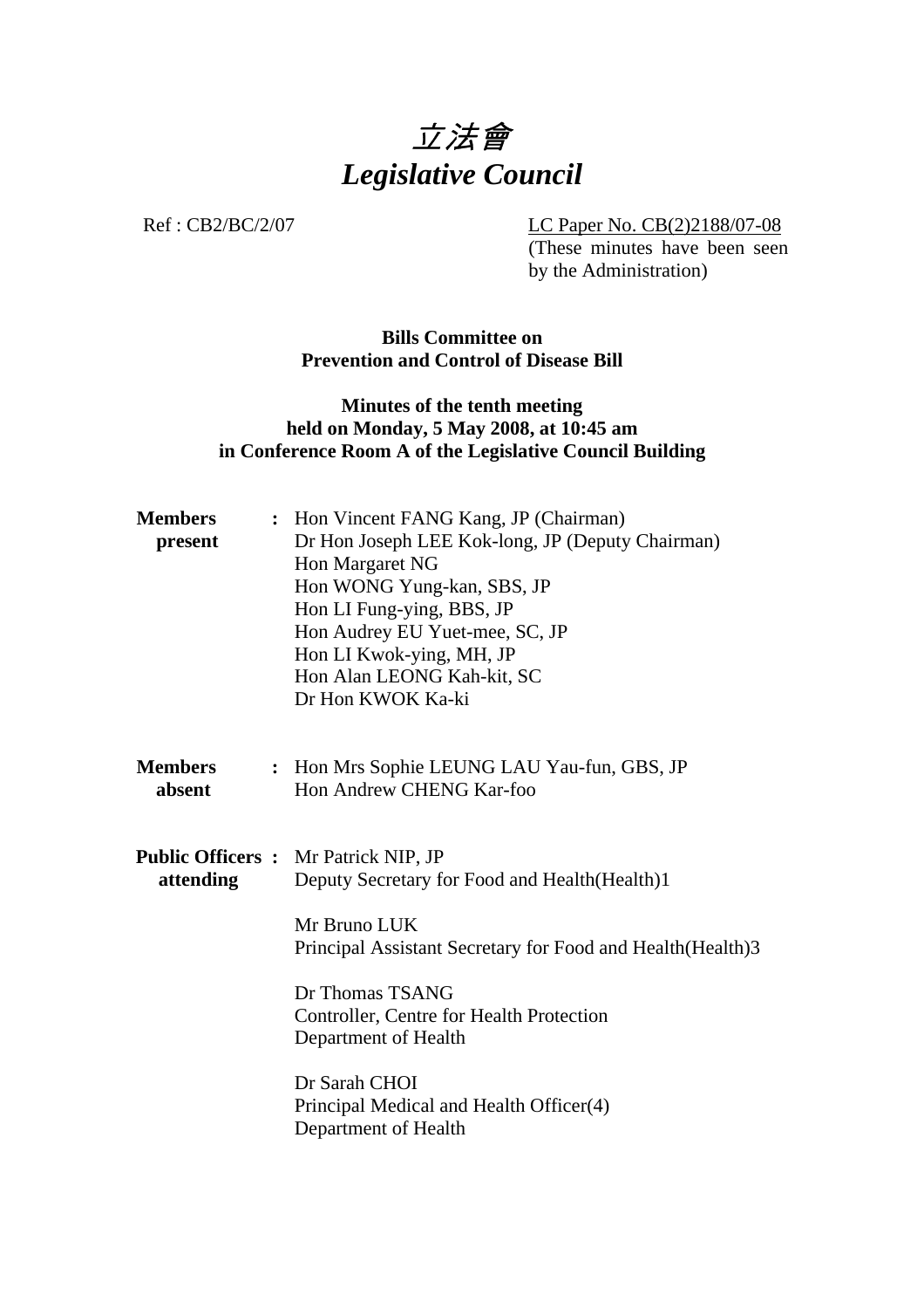# *立法會*
# *Legislative Council*

Ref : CB2/BC/2/07

LC Paper No. CB(2)2188/07-08
(These minutes have been seen by the Administration)

**Bills Committee on**
**Prevention and Control of Disease Bill**

**Minutes of the tenth meeting**
**held on Monday, 5 May 2008, at 10:45 am**
**in Conference Room A of the Legislative Council Building**

| | | |
|---|---|---|
| **Members present** | **:** | Hon Vincent FANG Kang, JP (Chairman)<br>Dr Hon Joseph LEE Kok-long, JP (Deputy Chairman)<br>Hon Margaret NG<br>Hon WONG Yung-kan, SBS, JP<br>Hon LI Fung-ying, BBS, JP<br>Hon Audrey EU Yuet-mee, SC, JP<br>Hon LI Kwok-ying, MH, JP<br>Hon Alan LEONG Kah-kit, SC<br>Dr Hon KWOK Ka-ki |
| **Members absent** | **:** | Hon Mrs Sophie LEUNG LAU Yau-fun, GBS, JP<br>Hon Andrew CHENG Kar-foo |
| **Public Officers attending** | **:** | Mr Patrick NIP, JP<br>Deputy Secretary for Food and Health(Health)1<br><br>Mr Bruno LUK<br>Principal Assistant Secretary for Food and Health(Health)3<br><br>Dr Thomas TSANG<br>Controller, Centre for Health Protection<br>Department of Health<br><br>Dr Sarah CHOI<br>Principal Medical and Health Officer(4)<br>Department of Health |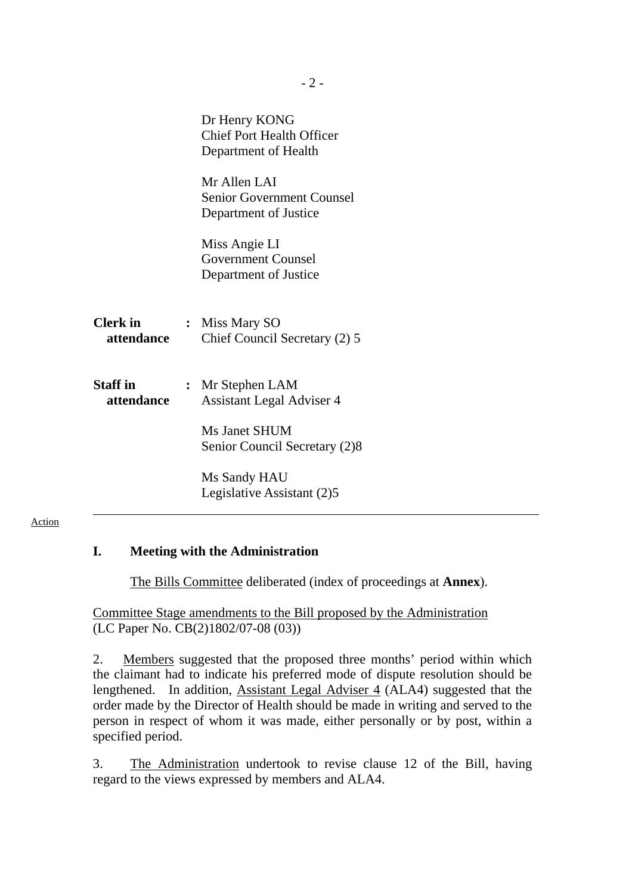Dr Henry KONG
Chief Port Health Officer
Department of Health

Mr Allen LAI
Senior Government Counsel
Department of Justice

Miss Angie LI
Government Counsel
Department of Justice

**Clerk in attendance** : Miss Mary SO
Chief Council Secretary (2) 5

**Staff in attendance** : Mr Stephen LAM
Assistant Legal Adviser 4

Ms Janet SHUM
Senior Council Secretary (2)8

Ms Sandy HAU
Legislative Assistant (2)5

---

Action

## I. Meeting with the Administration

The Bills Committee deliberated (index of proceedings at **Annex**).

Committee Stage amendments to the Bill proposed by the Administration
(LC Paper No. CB(2)1802/07-08 (03))

2. Members suggested that the proposed three months' period within which the claimant had to indicate his preferred mode of dispute resolution should be lengthened. In addition, Assistant Legal Adviser 4 (ALA4) suggested that the order made by the Director of Health should be made in writing and served to the person in respect of whom it was made, either personally or by post, within a specified period.

3. The Administration undertook to revise clause 12 of the Bill, having regard to the views expressed by members and ALA4.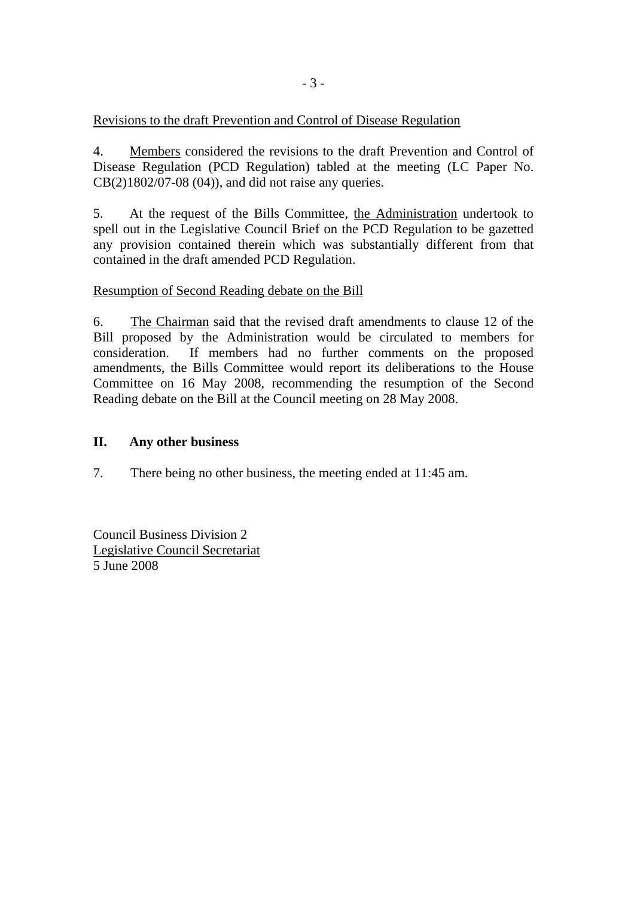Revisions to the draft Prevention and Control of Disease Regulation

4. Members considered the revisions to the draft Prevention and Control of Disease Regulation (PCD Regulation) tabled at the meeting (LC Paper No. CB(2)1802/07-08 (04)), and did not raise any queries.

5. At the request of the Bills Committee, the Administration undertook to spell out in the Legislative Council Brief on the PCD Regulation to be gazetted any provision contained therein which was substantially different from that contained in the draft amended PCD Regulation.

Resumption of Second Reading debate on the Bill

6. The Chairman said that the revised draft amendments to clause 12 of the Bill proposed by the Administration would be circulated to members for consideration. If members had no further comments on the proposed amendments, the Bills Committee would report its deliberations to the House Committee on 16 May 2008, recommending the resumption of the Second Reading debate on the Bill at the Council meeting on 28 May 2008.

## II. Any other business

7. There being no other business, the meeting ended at 11:45 am.

Council Business Division 2
Legislative Council Secretariat
5 June 2008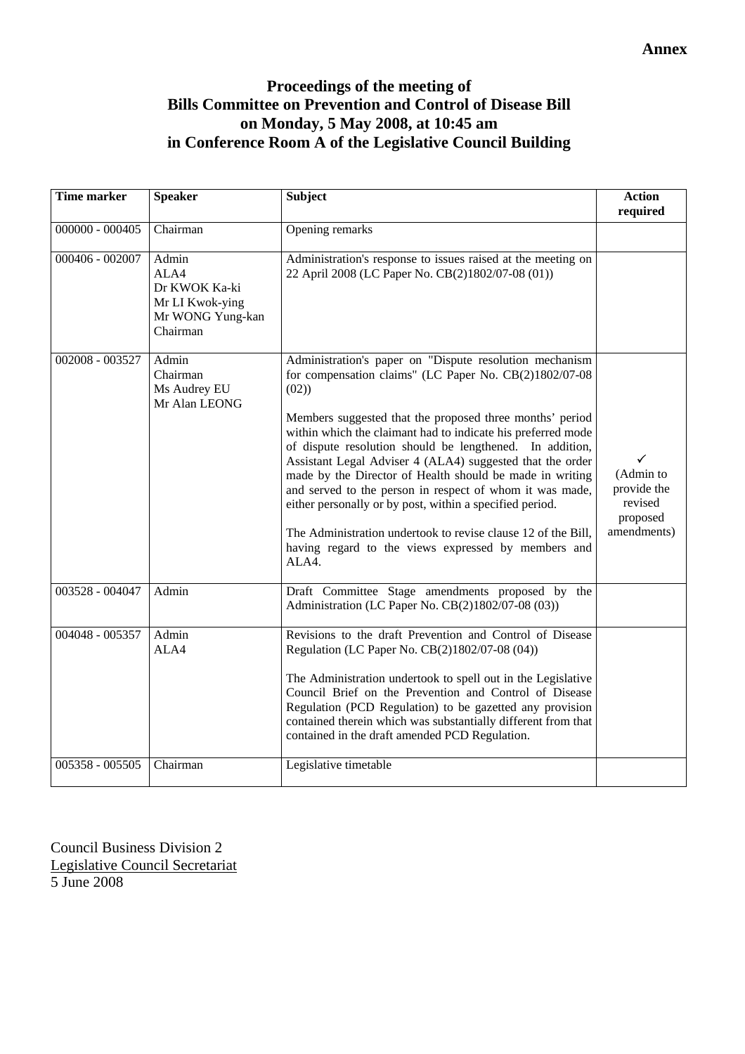**Annex**

# Proceedings of the meeting of Bills Committee on Prevention and Control of Disease Bill on Monday, 5 May 2008, at 10:45 am in Conference Room A of the Legislative Council Building

| Time marker | Speaker | Subject | Action required |
|---|---|---|---|
| 000000 - 000405 | Chairman | Opening remarks | |
| 000406 - 002007 | Admin<br>ALA4<br>Dr KWOK Ka-ki<br>Mr LI Kwok-ying<br>Mr WONG Yung-kan<br>Chairman | Administration's response to issues raised at the meeting on 22 April 2008 (LC Paper No. CB(2)1802/07-08 (01)) | |
| 002008 - 003527 | Admin<br>Chairman<br>Ms Audrey EU<br>Mr Alan LEONG | Administration's paper on "Dispute resolution mechanism for compensation claims" (LC Paper No. CB(2)1802/07-08 (02))<br><br>Members suggested that the proposed three months' period within which the claimant had to indicate his preferred mode of dispute resolution should be lengthened. In addition, Assistant Legal Adviser 4 (ALA4) suggested that the order made by the Director of Health should be made in writing and served to the person in respect of whom it was made, either personally or by post, within a specified period.<br><br>The Administration undertook to revise clause 12 of the Bill, having regard to the views expressed by members and ALA4. | ✓<br>(Admin to provide the revised proposed amendments) |
| 003528 - 004047 | Admin | Draft Committee Stage amendments proposed by the Administration (LC Paper No. CB(2)1802/07-08 (03)) | |
| 004048 - 005357 | Admin<br>ALA4 | Revisions to the draft Prevention and Control of Disease Regulation (LC Paper No. CB(2)1802/07-08 (04))<br><br>The Administration undertook to spell out in the Legislative Council Brief on the Prevention and Control of Disease Regulation (PCD Regulation) to be gazetted any provision contained therein which was substantially different from that contained in the draft amended PCD Regulation. | |
| 005358 - 005505 | Chairman | Legislative timetable | |

Council Business Division 2
Legislative Council Secretariat
5 June 2008